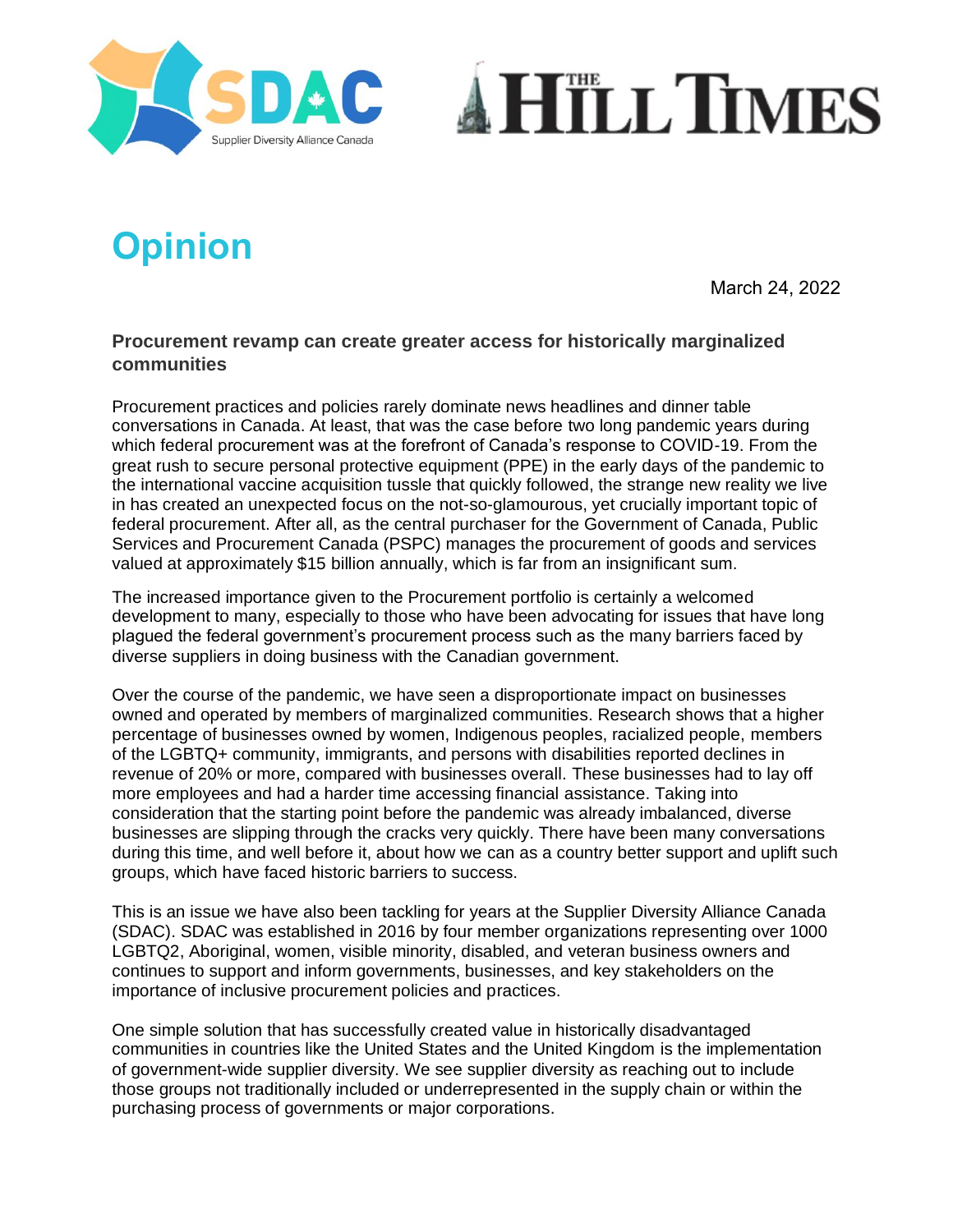# Opinion

March 24, 2022

**Procurement revamp can create greater access for historically marginalized communities**

Procurement practices and policies rarely dominate news headlines and dinner table conversations in Canada. At least, that was the case before two long pandemic years during which federal procurement was at the forefront of Canada's response to COVID-19. From the great rush to secure personal protective equipment (PPE) in the early days of the pandemic to the international vaccine acquisition tussle that quickly followed, the strange new reality we live in has created an unexpected focus on the not-so-glamourous, yet crucially important topic of federal procurement. After all, as the central purchaser for the Government of Canada, Public Services and Procurement Canada (PSPC) manages the procurement of goods and services valued at approximately $15 billion annually, which is far from an insignificant sum.

The increased importance given to the Procurement portfolio is certainly a welcomed development to many, especially to those who have been advocating for issues that have long plagued the federal government's procurement process such as the many barriers faced by diverse suppliers in doing business with the Canadian government.

Over the course of the pandemic, we have seen a disproportionate impact on businesses owned and operated by members of marginalized communities. Research shows that a higher percentage of businesses owned by women, Indigenous peoples, racialized people, members of the LGBTQ+ community, immigrants, and persons with disabilities reported declines in revenue of 20% or more, compared with businesses overall. These businesses had to lay off more employees and had a harder time accessing financial assistance. Taking into consideration that the starting point before the pandemic was already imbalanced, diverse businesses are slipping through the cracks very quickly. There have been many conversations during this time, and well before it, about how we can as a country better support and uplift such groups, which have faced historic barriers to success.

This is an issue we have also been tackling for years at the Supplier Diversity Alliance Canada (SDAC). SDAC was established in 2016 by four member organizations representing over 1000 LGBTQ2, Aboriginal, women, visible minority, disabled, and veteran business owners and continues to support and inform governments, businesses, and key stakeholders on the importance of inclusive procurement policies and practices.

One simple solution that has successfully created value in historically disadvantaged communities in countries like the United States and the United Kingdom is the implementation of government-wide supplier diversity. We see supplier diversity as reaching out to include those groups not traditionally included or underrepresented in the supply chain or within the purchasing process of governments or major corporations.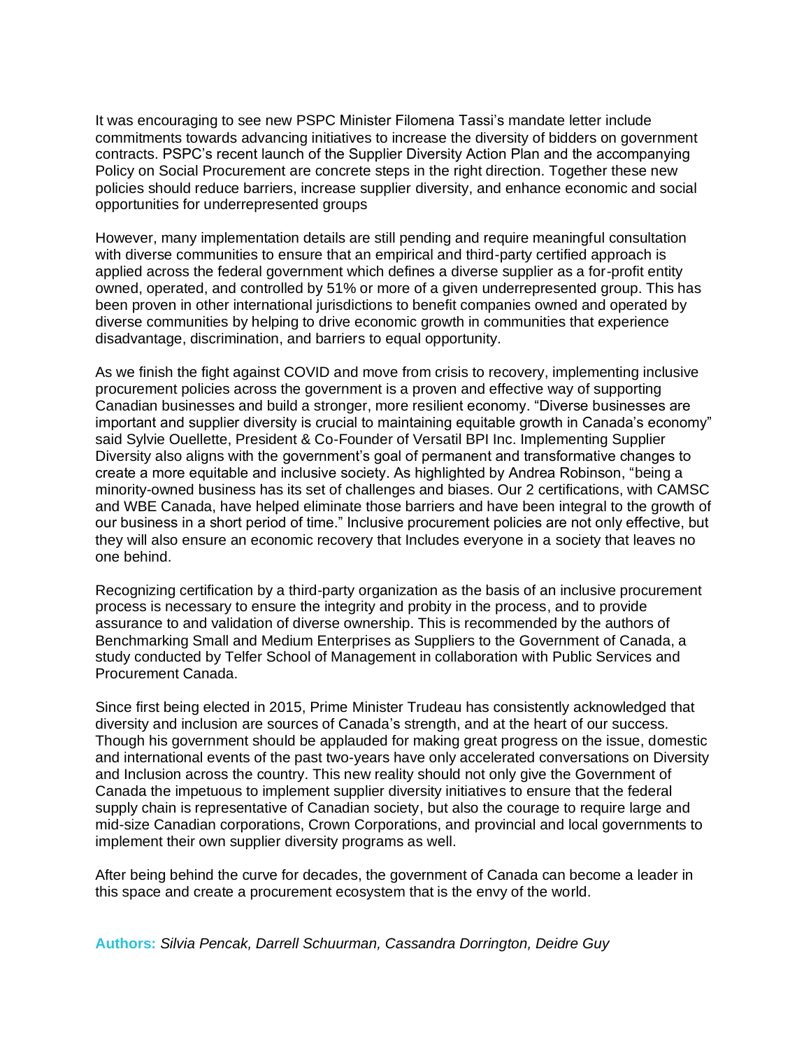It was encouraging to see new PSPC Minister Filomena Tassi's mandate letter include commitments towards advancing initiatives to increase the diversity of bidders on government contracts. PSPC's recent launch of the Supplier Diversity Action Plan and the accompanying Policy on Social Procurement are concrete steps in the right direction. Together these new policies should reduce barriers, increase supplier diversity, and enhance economic and social opportunities for underrepresented groups

However, many implementation details are still pending and require meaningful consultation with diverse communities to ensure that an empirical and third-party certified approach is applied across the federal government which defines a diverse supplier as a for-profit entity owned, operated, and controlled by 51% or more of a given underrepresented group. This has been proven in other international jurisdictions to benefit companies owned and operated by diverse communities by helping to drive economic growth in communities that experience disadvantage, discrimination, and barriers to equal opportunity.

As we finish the fight against COVID and move from crisis to recovery, implementing inclusive procurement policies across the government is a proven and effective way of supporting Canadian businesses and build a stronger, more resilient economy. "Diverse businesses are important and supplier diversity is crucial to maintaining equitable growth in Canada's economy" said Sylvie Ouellette, President & Co-Founder of Versatil BPI Inc. Implementing Supplier Diversity also aligns with the government's goal of permanent and transformative changes to create a more equitable and inclusive society. As highlighted by Andrea Robinson, "being a minority-owned business has its set of challenges and biases. Our 2 certifications, with CAMSC and WBE Canada, have helped eliminate those barriers and have been integral to the growth of our business in a short period of time." Inclusive procurement policies are not only effective, but they will also ensure an economic recovery that Includes everyone in a society that leaves no one behind.

Recognizing certification by a third-party organization as the basis of an inclusive procurement process is necessary to ensure the integrity and probity in the process, and to provide assurance to and validation of diverse ownership. This is recommended by the authors of Benchmarking Small and Medium Enterprises as Suppliers to the Government of Canada, a study conducted by Telfer School of Management in collaboration with Public Services and Procurement Canada.

Since first being elected in 2015, Prime Minister Trudeau has consistently acknowledged that diversity and inclusion are sources of Canada's strength, and at the heart of our success. Though his government should be applauded for making great progress on the issue, domestic and international events of the past two-years have only accelerated conversations on Diversity and Inclusion across the country. This new reality should not only give the Government of Canada the impetuous to implement supplier diversity initiatives to ensure that the federal supply chain is representative of Canadian society, but also the courage to require large and mid-size Canadian corporations, Crown Corporations, and provincial and local governments to implement their own supplier diversity programs as well.

After being behind the curve for decades, the government of Canada can become a leader in this space and create a procurement ecosystem that is the envy of the world.

**Authors:** *Silvia Pencak, Darrell Schuurman, Cassandra Dorrington, Deidre Guy*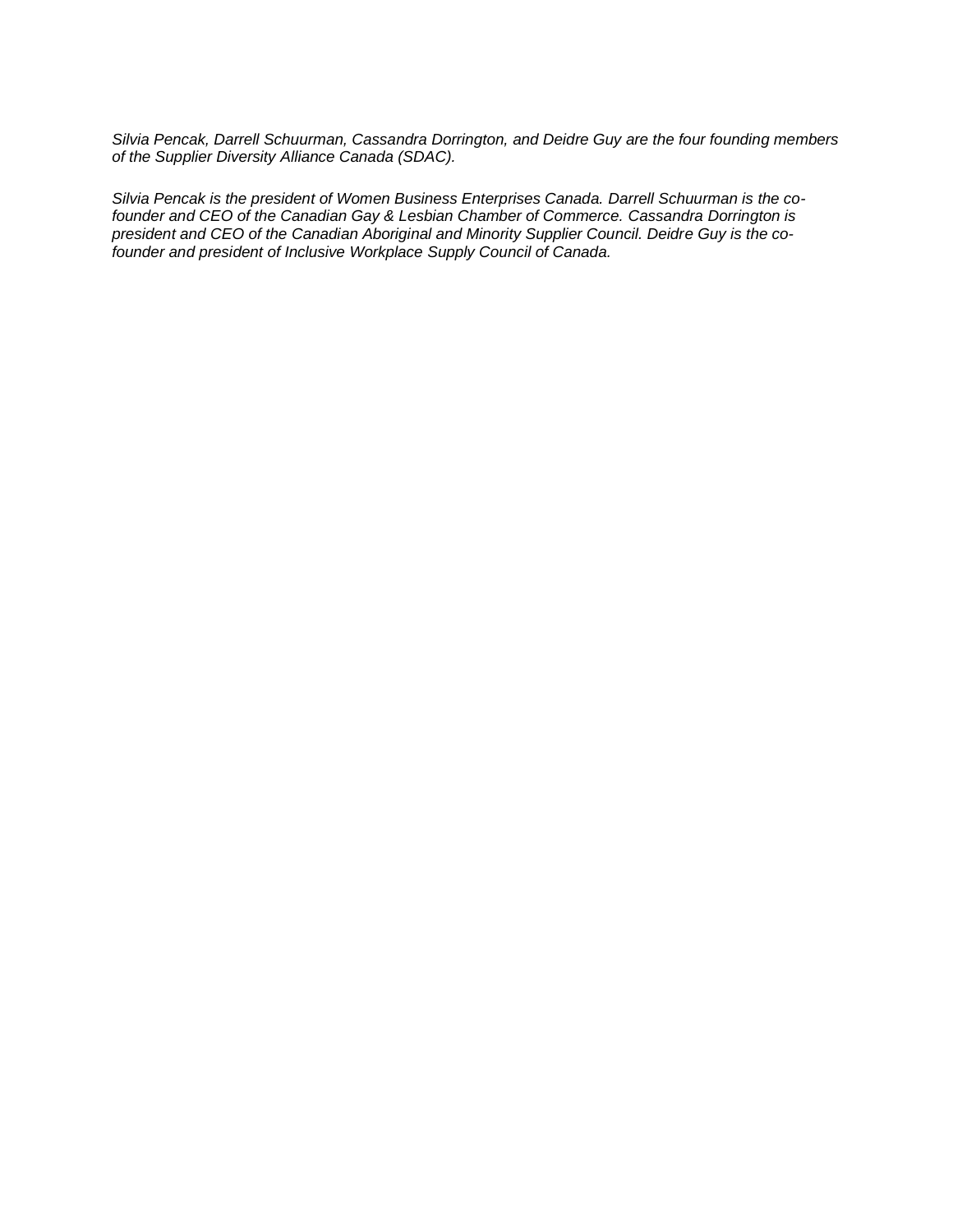*Silvia Pencak, Darrell Schuurman, Cassandra Dorrington, and Deidre Guy are the four founding members of the Supplier Diversity Alliance Canada (SDAC).*

*Silvia Pencak is the president of Women Business Enterprises Canada. Darrell Schuurman is the co-founder and CEO of the Canadian Gay & Lesbian Chamber of Commerce. Cassandra Dorrington is president and CEO of the Canadian Aboriginal and Minority Supplier Council. Deidre Guy is the co-founder and president of Inclusive Workplace Supply Council of Canada.*